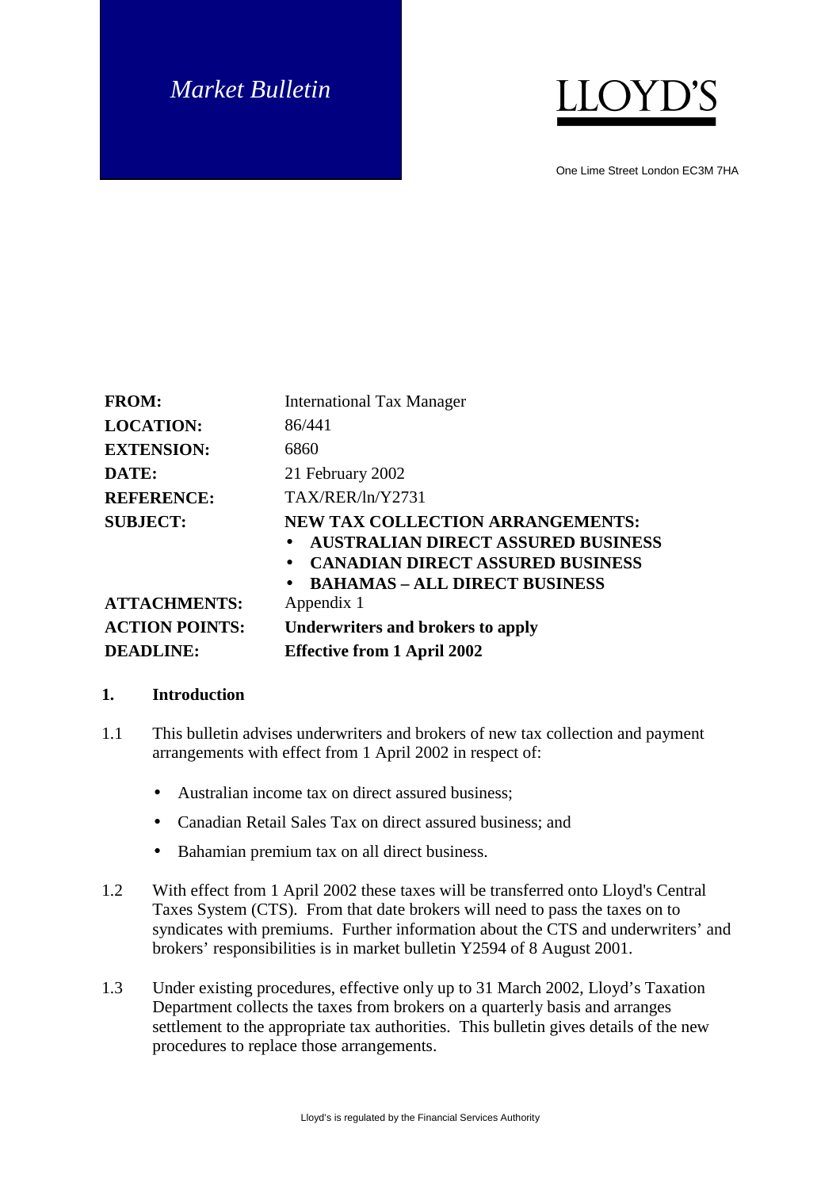*Market Bulletin*

LLOYD'S

One Lime Street London EC3M 7HA

| | |
|---|---|
| **FROM:** | International Tax Manager |
| **LOCATION:** | 86/441 |
| **EXTENSION:** | 6860 |
| **DATE:** | 21 February 2002 |
| **REFERENCE:** | TAX/RER/ln/Y2731 |
| **SUBJECT:** | **NEW TAX COLLECTION ARRANGEMENTS:** • **AUSTRALIAN DIRECT ASSURED BUSINESS** • **CANADIAN DIRECT ASSURED BUSINESS** • **BAHAMAS – ALL DIRECT BUSINESS** |
| **ATTACHMENTS:** | Appendix 1 |
| **ACTION POINTS:** | **Underwriters and brokers to apply** |
| **DEADLINE:** | **Effective from 1 April 2002** |

## 1. Introduction

1.1 This bulletin advises underwriters and brokers of new tax collection and payment arrangements with effect from 1 April 2002 in respect of:

- Australian income tax on direct assured business;
- Canadian Retail Sales Tax on direct assured business; and
- Bahamian premium tax on all direct business.

1.2 With effect from 1 April 2002 these taxes will be transferred onto Lloyd's Central Taxes System (CTS). From that date brokers will need to pass the taxes on to syndicates with premiums. Further information about the CTS and underwriters' and brokers' responsibilities is in market bulletin Y2594 of 8 August 2001.

1.3 Under existing procedures, effective only up to 31 March 2002, Lloyd's Taxation Department collects the taxes from brokers on a quarterly basis and arranges settlement to the appropriate tax authorities. This bulletin gives details of the new procedures to replace those arrangements.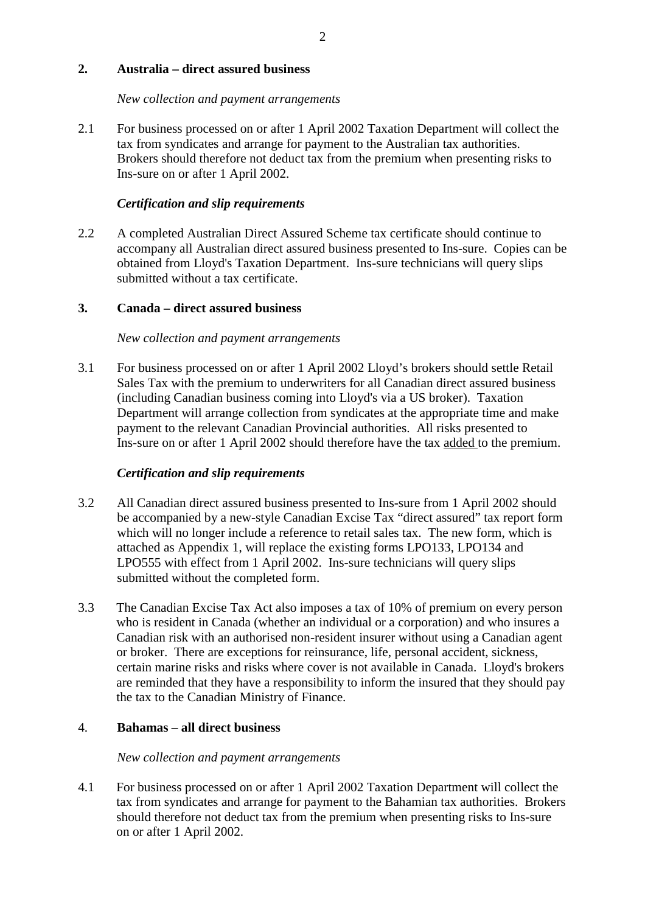## 2. Australia – direct assured business

*New collection and payment arrangements*

2.1 For business processed on or after 1 April 2002 Taxation Department will collect the tax from syndicates and arrange for payment to the Australian tax authorities. Brokers should therefore not deduct tax from the premium when presenting risks to Ins-sure on or after 1 April 2002.

***Certification and slip requirements***

2.2 A completed Australian Direct Assured Scheme tax certificate should continue to accompany all Australian direct assured business presented to Ins-sure. Copies can be obtained from Lloyd's Taxation Department. Ins-sure technicians will query slips submitted without a tax certificate.

## 3. Canada – direct assured business

*New collection and payment arrangements*

3.1 For business processed on or after 1 April 2002 Lloyd's brokers should settle Retail Sales Tax with the premium to underwriters for all Canadian direct assured business (including Canadian business coming into Lloyd's via a US broker). Taxation Department will arrange collection from syndicates at the appropriate time and make payment to the relevant Canadian Provincial authorities. All risks presented to Ins-sure on or after 1 April 2002 should therefore have the tax <u>added</u> to the premium.

***Certification and slip requirements***

3.2 All Canadian direct assured business presented to Ins-sure from 1 April 2002 should be accompanied by a new-style Canadian Excise Tax "direct assured" tax report form which will no longer include a reference to retail sales tax. The new form, which is attached as Appendix 1, will replace the existing forms LPO133, LPO134 and LPO555 with effect from 1 April 2002. Ins-sure technicians will query slips submitted without the completed form.

3.3 The Canadian Excise Tax Act also imposes a tax of 10% of premium on every person who is resident in Canada (whether an individual or a corporation) and who insures a Canadian risk with an authorised non-resident insurer without using a Canadian agent or broker. There are exceptions for reinsurance, life, personal accident, sickness, certain marine risks and risks where cover is not available in Canada. Lloyd's brokers are reminded that they have a responsibility to inform the insured that they should pay the tax to the Canadian Ministry of Finance.

## 4. Bahamas – all direct business

*New collection and payment arrangements*

4.1 For business processed on or after 1 April 2002 Taxation Department will collect the tax from syndicates and arrange for payment to the Bahamian tax authorities. Brokers should therefore not deduct tax from the premium when presenting risks to Ins-sure on or after 1 April 2002.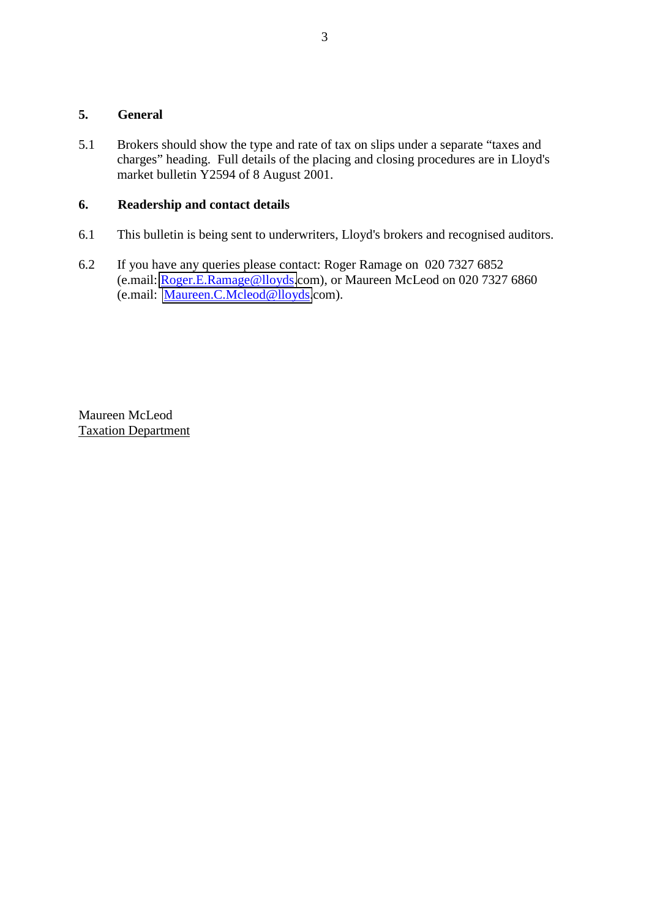## 5. General

5.1 Brokers should show the type and rate of tax on slips under a separate "taxes and charges" heading. Full details of the placing and closing procedures are in Lloyd's market bulletin Y2594 of 8 August 2001.

## 6. Readership and contact details

6.1 This bulletin is being sent to underwriters, Lloyd's brokers and recognised auditors.

6.2 If you have any queries please contact: Roger Ramage on 020 7327 6852 (e.mail: Roger.E.Ramage@lloyds.com), or Maureen McLeod on 020 7327 6860 (e.mail: Maureen.C.Mcleod@lloyds.com).

Maureen McLeod
Taxation Department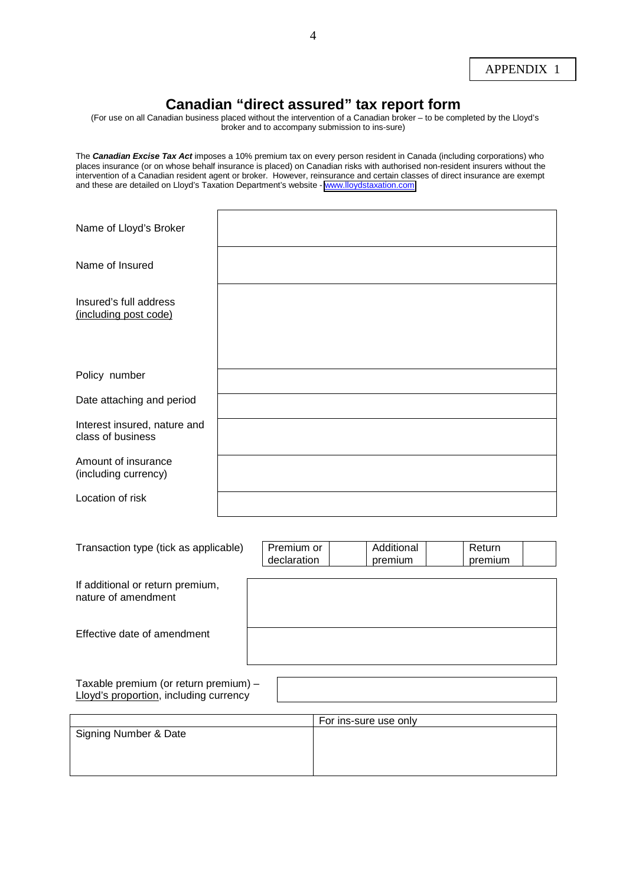APPENDIX 1

# Canadian "direct assured" tax report form

(For use on all Canadian business placed without the intervention of a Canadian broker – to be completed by the Lloyd's broker and to accompany submission to ins-sure)

The ***Canadian Excise Tax Act*** imposes a 10% premium tax on every person resident in Canada (including corporations) who places insurance (or on whose behalf insurance is placed) on Canadian risks with authorised non-resident insurers without the intervention of a Canadian resident agent or broker. However, reinsurance and certain classes of direct insurance are exempt and these are detailed on Lloyd's Taxation Department's website - www.lloydstaxation.com

| | |
|---|---|
| Name of Lloyd's Broker | |
| Name of Insured | |
| Insured's full address (including post code) | |
| Policy number | |
| Date attaching and period | |
| Interest insured, nature and class of business | |
| Amount of insurance (including currency) | |
| Location of risk | |

| | | | | | | |
|---|---|---|---|---|---|---|
| Transaction type (tick as applicable) | Premium or declaration | | Additional premium | | Return premium | |

| | |
|---|---|
| If additional or return premium, nature of amendment | |
| Effective date of amendment | |

| | |
|---|---|
| Taxable premium (or return premium) – Lloyd's proportion, including currency | |

| | For ins-sure use only |
|---|---|
| Signing Number & Date | |